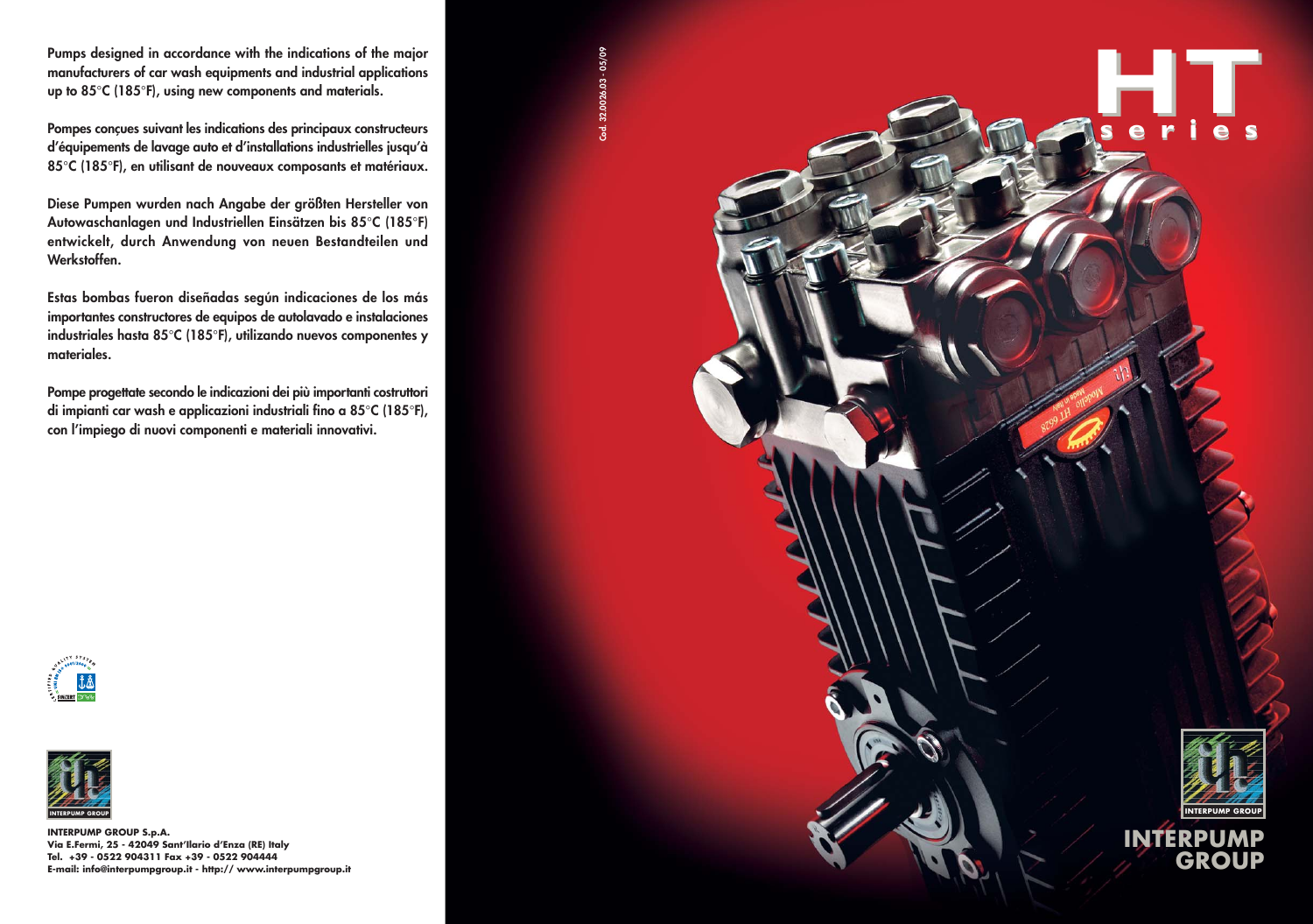Pumps designed in accordance with the indications of the major manufacturers of car wash equipments and industrial applications up to 85°C (185°F), using new components and materials.

Pompes conçues suivant les indications des principaux constructeurs d'équipements de lavage auto et d'installations industrielles jusqu'à 85°C (185°F), en utilisant de nouveaux composants et matériaux.

Diese Pumpen wurden nach Angabe der größten Hersteller von Autowaschanlagen und Industriellen Einsätzen bis 85°C (185°F) entwickelt, durch Anwendung von neuen Bestandteilen und Werkstoffen.

Estas bombas fueron diseñadas según indicaciones de los más importantes constructores de equipos de autolavado e instalaciones industriales hasta 85°C (185°F), utilizando nuevos componentes y materiales.

Pompe progettate secondo le indicazioni dei più importanti costruttori di impianti car wash e applicazioni industriali fino a 85°C (185°F), con l'impiego di nuovi componenti e materiali innovativi.

**INTERPUMP GROUP S.p.A.**
**Via E.Fermi, 25 - 42049 Sant'Ilario d'Enza (RE) Italy**
**Tel. +39 - 0522 904311 Fax +39 - 0522 904444**
**E-mail: info@interpumpgroup.it - http:// www.interpumpgroup.it**

Cod. 32.0026.03 - 05/09

# HT series

INTERPUMP GROUP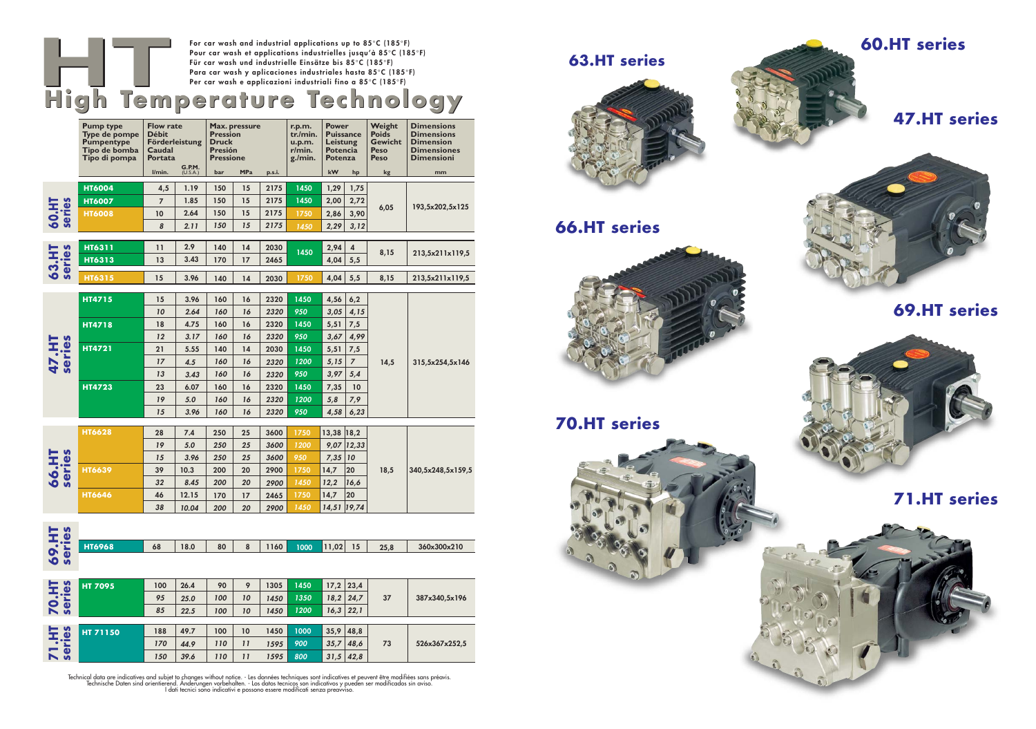# HT

For car wash and industrial applications up to 85°C (185°F)
Pour car wash et applications industrielles jusqu'à 85°C (185°F)
Für car wash und industrielle Einsätze bis 85°C (185°F)
Para car wash y aplicaciones industriales hasta 85°C (185°F)
Per car wash e applicazioni industriali fino a 85°C (185°F)

## High Temperature Technology

| Series | Pump type / Type de pompe / Pumpentype / Tipo de bomba / Tipo di pompa | Flow rate / Débit / Förderleistung / Caudal / Portata | | Max. pressure / Pression / Druck / Presión / Pressione | | | r.p.m. / tr./min. / u.p.m. / r/min. / g./min. | Power / Puissance / Leistung / Potencia / Potenza | | Weight / Poids / Gewicht / Peso / Peso | Dimensions / Dimensions / Dimension / Dimensiones / Dimensioni |
|---|---|---|---|---|---|---|---|---|---|---|---|
| | | l/min. | G.P.M. (U.S.A.) | bar | MPa | p.s.i. | | kW | hp | kg | mm |
| 60.HT series | HT6004 | 4,5 | 1.19 | 150 | 15 | 2175 | 1450 | 1,29 | 1,75 | 6,05 | 193,5x202,5x125 |
| | HT6007 | 7 | 1.85 | 150 | 15 | 2175 | 1450 | 2,00 | 2,72 | | |
| | HT6008 | 10 | 2.64 | 150 | 15 | 2175 | 1750 | 2,86 | 3,90 | | |
| | | *8* | *2.11* | *150* | *15* | *2175* | *1450* | *2,29* | *3,12* | | |
| 63.HT series | HT6311 | 11 | 2.9 | 140 | 14 | 2030 | 1450 | 2,94 | 4 | 8,15 | 213,5x211x119,5 |
| | HT6313 | 13 | 3.43 | 170 | 17 | 2465 | | 4,04 | 5,5 | | |
| | HT6315 | 15 | 3.96 | 140 | 14 | 2030 | 1750 | 4,04 | 5,5 | 8,15 | 213,5x211x119,5 |
| 47.HT series | HT4715 | 15 | 3.96 | 160 | 16 | 2320 | 1450 | 4,56 | 6,2 | 14,5 | 315,5x254,5x146 |
| | | *10* | *2.64* | *160* | *16* | *2320* | *950* | *3,05* | *4,15* | | |
| | HT4718 | 18 | 4.75 | 160 | 16 | 2320 | 1450 | 5,51 | 7,5 | | |
| | | *12* | *3.17* | *160* | *16* | *2320* | *950* | *3,67* | *4,99* | | |
| | HT4721 | 21 | 5.55 | 140 | 14 | 2030 | 1450 | 5,51 | 7,5 | | |
| | | *17* | *4.5* | *160* | *16* | *2320* | *1200* | *5,15* | *7* | | |
| | | *13* | *3.43* | *160* | *16* | *2320* | *950* | *3,97* | *5,4* | | |
| | HT4723 | 23 | 6.07 | 160 | 16 | 2320 | 1450 | 7,35 | 10 | | |
| | | *19* | *5.0* | *160* | *16* | *2320* | *1200* | *5,8* | *7,9* | | |
| | | *15* | *3.96* | *160* | *16* | *2320* | *950* | *4,58* | *6,23* | | |
| 66.HT series | HT6628 | 28 | 7.4 | 250 | 25 | 3600 | 1750 | 13,38 | 18,2 | 18,5 | 340,5x248,5x159,5 |
| | | *19* | *5.0* | *250* | *25* | *3600* | *1200* | *9,07* | *12,33* | | |
| | | *15* | *3.96* | *250* | *25* | *3600* | *950* | *7,35* | *10* | | |
| | HT6639 | 39 | 10.3 | 200 | 20 | 2900 | 1750 | 14,7 | 20 | | |
| | | *32* | *8.45* | *200* | *20* | *2900* | *1450* | *12,2* | *16,6* | | |
| | HT6646 | 46 | 12.15 | 170 | 17 | 2465 | 1750 | 14,7 | 20 | | |
| | | *38* | *10.04* | *200* | *20* | *2900* | *1450* | *14,51* | *19,74* | | |
| 69.HT series | HT6968 | 68 | 18.0 | 80 | 8 | 1160 | 1000 | 11,02 | 15 | 25,8 | 360x300x210 |
| 70.HT series | HT 7095 | 100 | 26.4 | 90 | 9 | 1305 | 1450 | 17,2 | 23,4 | 37 | 387x340,5x196 |
| | | *95* | *25.0* | *100* | *10* | *1450* | *1350* | *18,2* | *24,7* | | |
| | | *85* | *22.5* | *100* | *10* | *1450* | *1200* | *16,3* | *22,1* | | |
| 71.HT series | HT 71150 | 188 | 49.7 | 100 | 10 | 1450 | 1000 | 35,9 | 48,8 | 73 | 526x367x252,5 |
| | | *170* | *44.9* | *110* | *11* | *1595* | *900* | *35,7* | *48,6* | | |
| | | *150* | *39.6* | *110* | *11* | *1595* | *800* | *31,5* | *42,8* | | |

Technical data are indicatives and subjet to changes without notice. - Les données techniques sont indicatives et peuvent être modifiées sans préavis.
Technische Daten sind orientierend. Änderungen vorbehalten. - Los datos tecnicos son indicativos y pueden ser modificados sin aviso.
I dati tecnici sono indicativi e possono essere modificati senza preavviso.

63.HT series

60.HT series

47.HT series

66.HT series

69.HT series

70.HT series

71.HT series